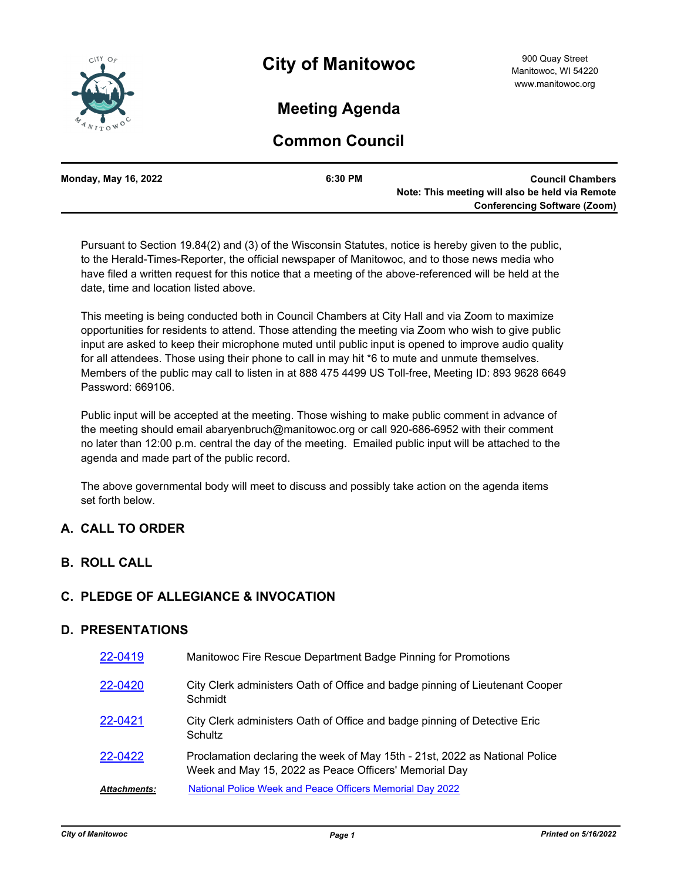# City of Manitowoc

900 Quay Street
Manitowoc, WI 54220
www.manitowoc.org

## Meeting Agenda

## Common Council

| Monday, May 16, 2022 | 6:30 PM | Council Chambers<br>Note: This meeting will also be held via Remote Conferencing Software (Zoom) |
|---|---|---|

Pursuant to Section 19.84(2) and (3) of the Wisconsin Statutes, notice is hereby given to the public, to the Herald-Times-Reporter, the official newspaper of Manitowoc, and to those news media who have filed a written request for this notice that a meeting of the above-referenced will be held at the date, time and location listed above.

This meeting is being conducted both in Council Chambers at City Hall and via Zoom to maximize opportunities for residents to attend. Those attending the meeting via Zoom who wish to give public input are asked to keep their microphone muted until public input is opened to improve audio quality for all attendees. Those using their phone to call in may hit *6 to mute and unmute themselves. Members of the public may call to listen in at 888 475 4499 US Toll-free, Meeting ID: 893 9628 6649 Password: 669106.

Public input will be accepted at the meeting. Those wishing to make public comment in advance of the meeting should email abaryenbruch@manitowoc.org or call 920-686-6952 with their comment no later than 12:00 p.m. central the day of the meeting. Emailed public input will be attached to the agenda and made part of the public record.

The above governmental body will meet to discuss and possibly take action on the agenda items set forth below.

## A. CALL TO ORDER

## B. ROLL CALL

## C. PLEDGE OF ALLEGIANCE & INVOCATION

## D. PRESENTATIONS

| | |
|---|---|
| 22-0419 | Manitowoc Fire Rescue Department Badge Pinning for Promotions |
| 22-0420 | City Clerk administers Oath of Office and badge pinning of Lieutenant Cooper Schmidt |
| 22-0421 | City Clerk administers Oath of Office and badge pinning of Detective Eric Schultz |
| 22-0422 | Proclamation declaring the week of May 15th - 21st, 2022 as National Police Week and May 15, 2022 as Peace Officers' Memorial Day |
| ***Attachments:*** | National Police Week and Peace Officers Memorial Day 2022 |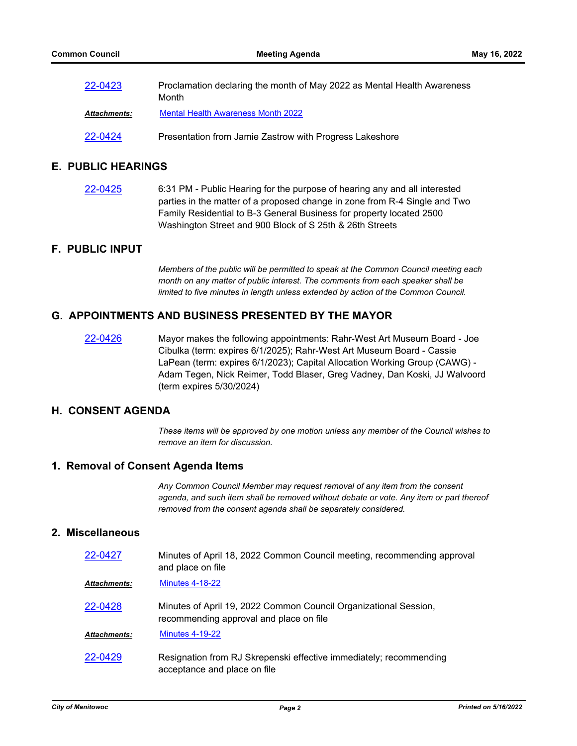| | |
|---|---|
| [22-0423](#) | Proclamation declaring the month of May 2022 as Mental Health Awareness Month |
| ***Attachments:*** | [Mental Health Awareness Month 2022](#) |
| [22-0424](#) | Presentation from Jamie Zastrow with Progress Lakeshore |

## E. PUBLIC HEARINGS

| | |
|---|---|
| [22-0425](#) | 6:31 PM - Public Hearing for the purpose of hearing any and all interested parties in the matter of a proposed change in zone from R-4 Single and Two Family Residential to B-3 General Business for property located 2500 Washington Street and 900 Block of S 25th & 26th Streets |

## F. PUBLIC INPUT

*Members of the public will be permitted to speak at the Common Council meeting each month on any matter of public interest. The comments from each speaker shall be limited to five minutes in length unless extended by action of the Common Council.*

## G. APPOINTMENTS AND BUSINESS PRESENTED BY THE MAYOR

| | |
|---|---|
| [22-0426](#) | Mayor makes the following appointments: Rahr-West Art Museum Board - Joe Cibulka (term: expires 6/1/2025); Rahr-West Art Museum Board - Cassie LaPean (term: expires 6/1/2023); Capital Allocation Working Group (CAWG) - Adam Tegen, Nick Reimer, Todd Blaser, Greg Vadney, Dan Koski, JJ Walvoord (term expires 5/30/2024) |

## H. CONSENT AGENDA

*These items will be approved by one motion unless any member of the Council wishes to remove an item for discussion.*

### 1. Removal of Consent Agenda Items

*Any Common Council Member may request removal of any item from the consent agenda, and such item shall be removed without debate or vote. Any item or part thereof removed from the consent agenda shall be separately considered.*

### 2. Miscellaneous

| | |
|---|---|
| [22-0427](#) | Minutes of April 18, 2022 Common Council meeting, recommending approval and place on file |
| ***Attachments:*** | [Minutes 4-18-22](#) |
| [22-0428](#) | Minutes of April 19, 2022 Common Council Organizational Session, recommending approval and place on file |
| ***Attachments:*** | [Minutes 4-19-22](#) |
| [22-0429](#) | Resignation from RJ Skrepenski effective immediately; recommending acceptance and place on file |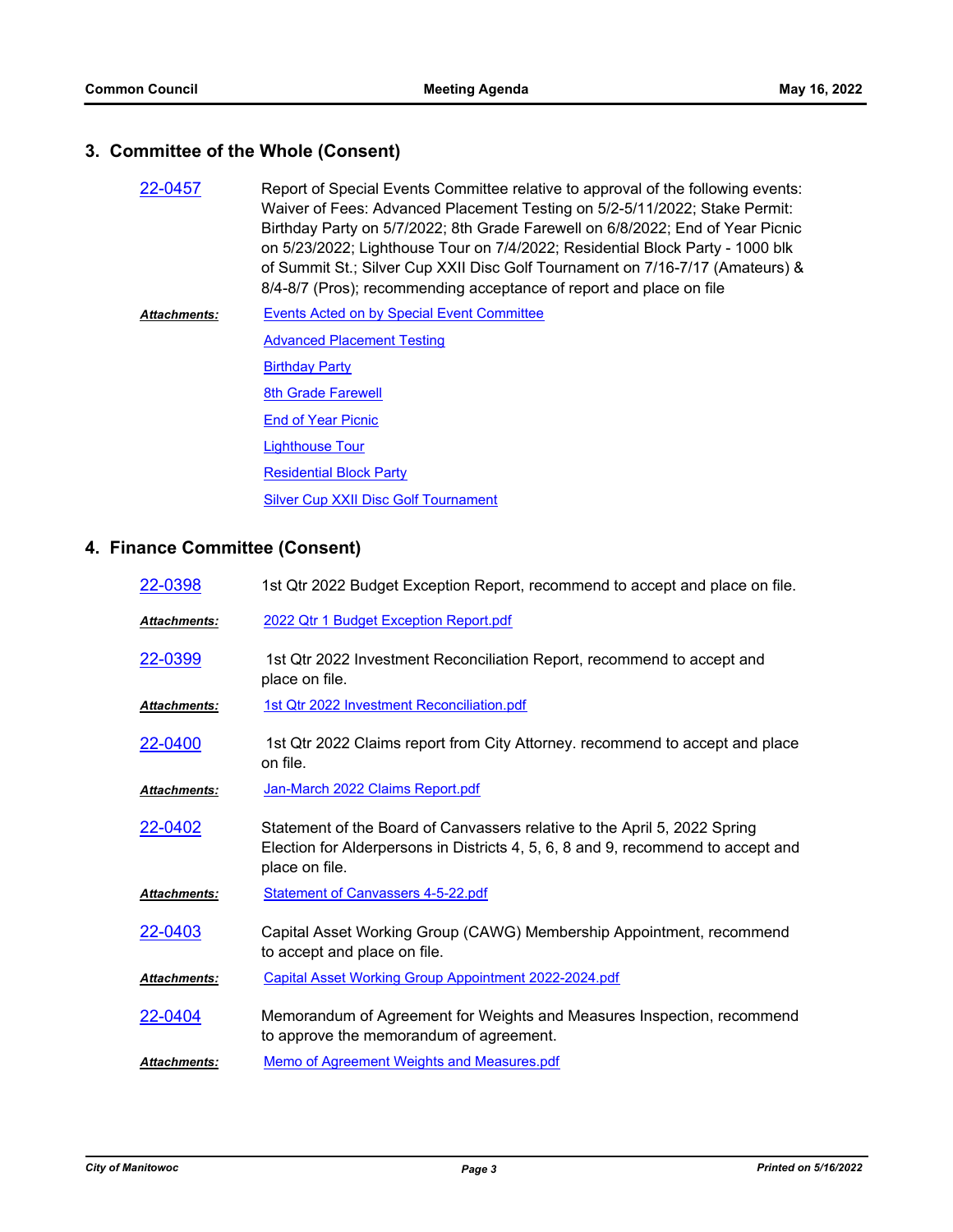## 3. Committee of the Whole (Consent)

**22-0457** Report of Special Events Committee relative to approval of the following events: Waiver of Fees: Advanced Placement Testing on 5/2-5/11/2022; Stake Permit: Birthday Party on 5/7/2022; 8th Grade Farewell on 6/8/2022; End of Year Picnic on 5/23/2022; Lighthouse Tour on 7/4/2022; Residential Block Party - 1000 blk of Summit St.; Silver Cup XXII Disc Golf Tournament on 7/16-7/17 (Amateurs) & 8/4-8/7 (Pros); recommending acceptance of report and place on file

***Attachments:*** Events Acted on by Special Event Committee
Advanced Placement Testing
Birthday Party
8th Grade Farewell
End of Year Picnic
Lighthouse Tour
Residential Block Party
Silver Cup XXII Disc Golf Tournament

## 4. Finance Committee (Consent)

**22-0398** 1st Qtr 2022 Budget Exception Report, recommend to accept and place on file.

***Attachments:*** 2022 Qtr 1 Budget Exception Report.pdf

**22-0399** 1st Qtr 2022 Investment Reconciliation Report, recommend to accept and place on file.

***Attachments:*** 1st Qtr 2022 Investment Reconciliation.pdf

**22-0400** 1st Qtr 2022 Claims report from City Attorney. recommend to accept and place on file.

***Attachments:*** Jan-March 2022 Claims Report.pdf

**22-0402** Statement of the Board of Canvassers relative to the April 5, 2022 Spring Election for Alderpersons in Districts 4, 5, 6, 8 and 9, recommend to accept and place on file.

***Attachments:*** Statement of Canvassers 4-5-22.pdf

**22-0403** Capital Asset Working Group (CAWG) Membership Appointment, recommend to accept and place on file.

***Attachments:*** Capital Asset Working Group Appointment 2022-2024.pdf

**22-0404** Memorandum of Agreement for Weights and Measures Inspection, recommend to approve the memorandum of agreement.

***Attachments:*** Memo of Agreement Weights and Measures.pdf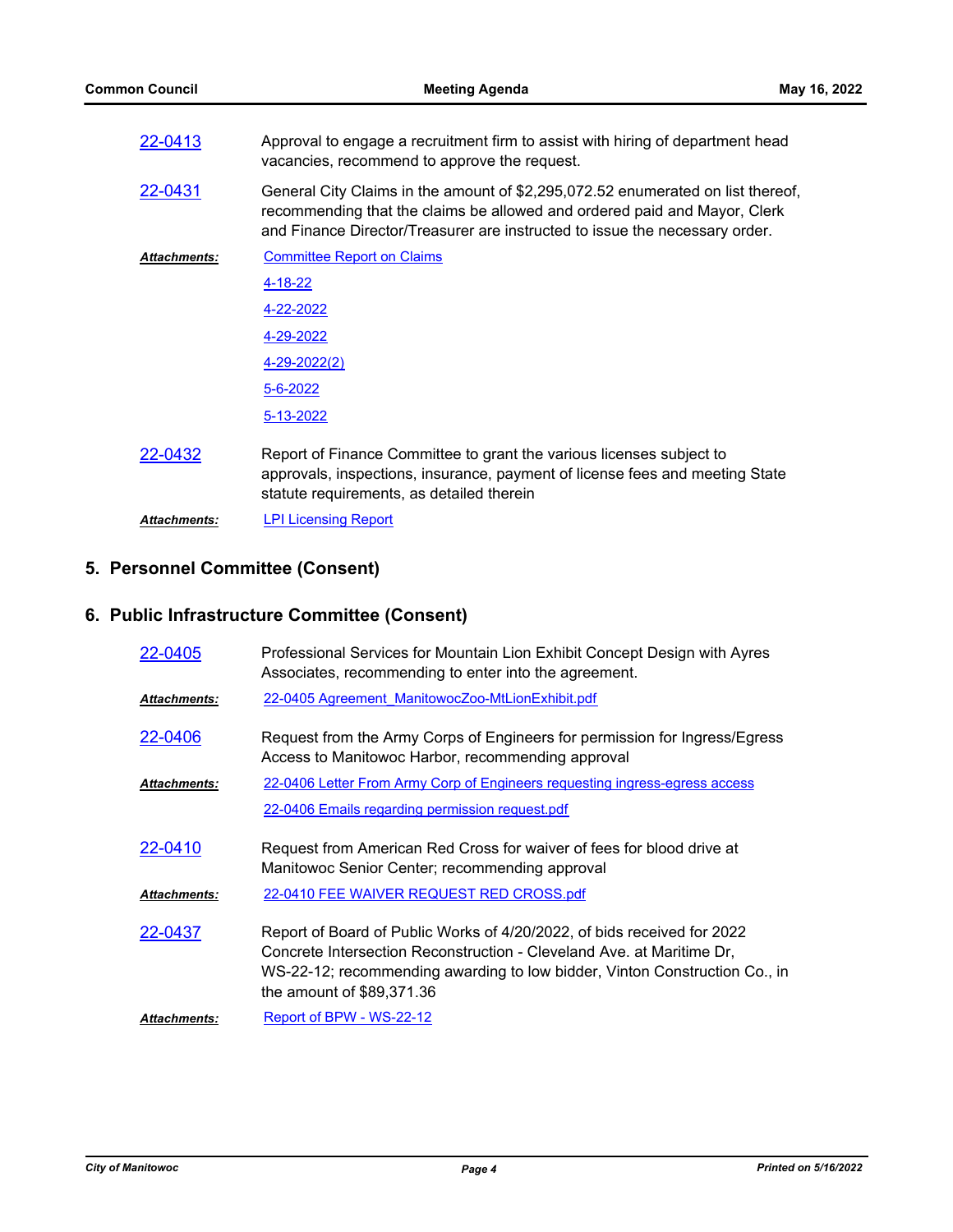22-0413 Approval to engage a recruitment firm to assist with hiring of department head vacancies, recommend to approve the request.

22-0431 General City Claims in the amount of $2,295,072.52 enumerated on list thereof, recommending that the claims be allowed and ordered paid and Mayor, Clerk and Finance Director/Treasurer are instructed to issue the necessary order.

***Attachments:*** Committee Report on Claims
4-18-22
4-22-2022
4-29-2022
4-29-2022(2)
5-6-2022
5-13-2022

22-0432 Report of Finance Committee to grant the various licenses subject to approvals, inspections, insurance, payment of license fees and meeting State statute requirements, as detailed therein

***Attachments:*** LPI Licensing Report

## 5. Personnel Committee (Consent)

## 6. Public Infrastructure Committee (Consent)

22-0405 Professional Services for Mountain Lion Exhibit Concept Design with Ayres Associates, recommending to enter into the agreement.

***Attachments:*** 22-0405 Agreement_ManitowocZoo-MtLionExhibit.pdf

22-0406 Request from the Army Corps of Engineers for permission for Ingress/Egress Access to Manitowoc Harbor, recommending approval

***Attachments:*** 22-0406 Letter From Army Corp of Engineers requesting ingress-egress access
22-0406 Emails regarding permission request.pdf

22-0410 Request from American Red Cross for waiver of fees for blood drive at Manitowoc Senior Center; recommending approval

***Attachments:*** 22-0410 FEE WAIVER REQUEST RED CROSS.pdf

22-0437 Report of Board of Public Works of 4/20/2022, of bids received for 2022 Concrete Intersection Reconstruction - Cleveland Ave. at Maritime Dr, WS-22-12; recommending awarding to low bidder, Vinton Construction Co., in the amount of $89,371.36

***Attachments:*** Report of BPW - WS-22-12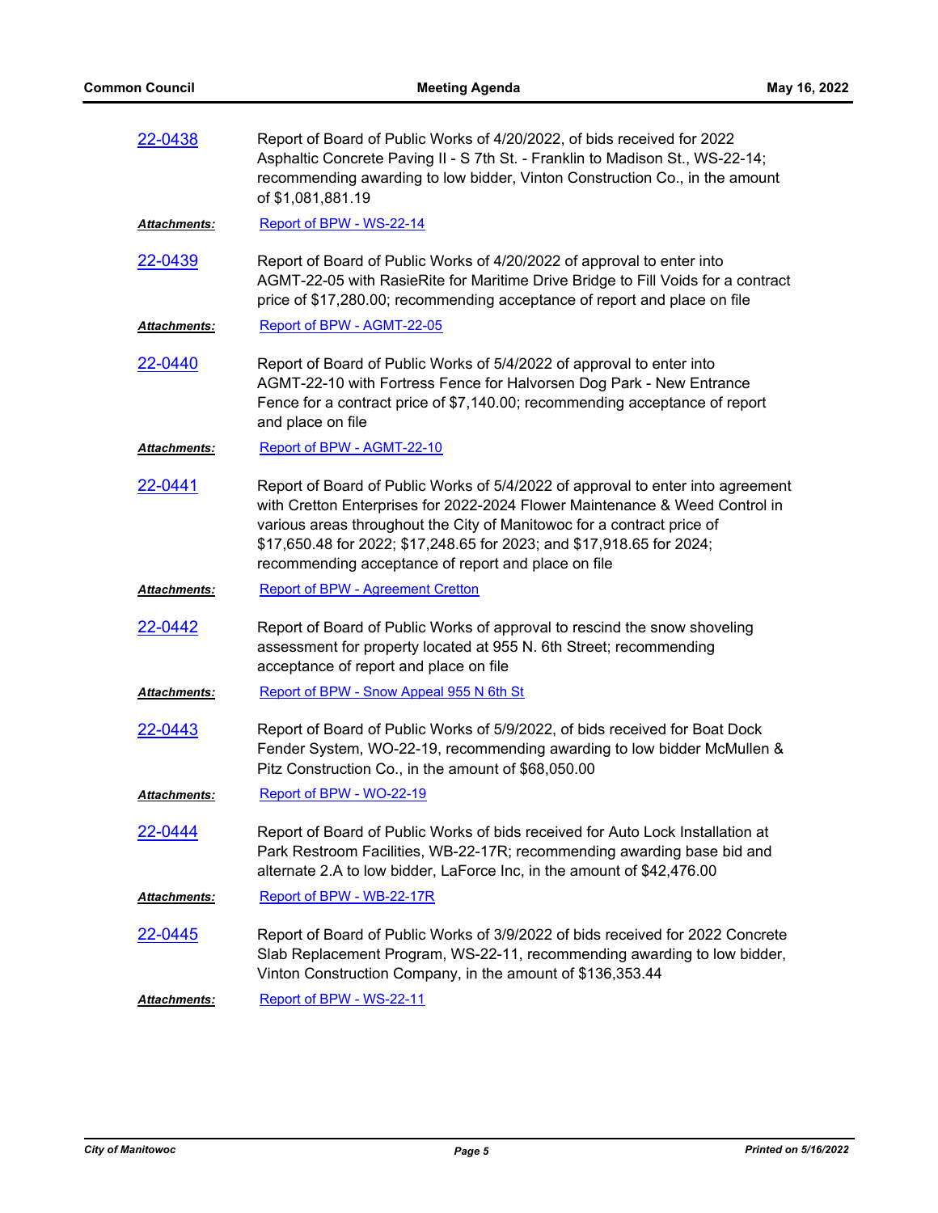**22-0438** Report of Board of Public Works of 4/20/2022, of bids received for 2022 Asphaltic Concrete Paving II - S 7th St. - Franklin to Madison St., WS-22-14; recommending awarding to low bidder, Vinton Construction Co., in the amount of $1,081,881.19

***Attachments:*** Report of BPW - WS-22-14

**22-0439** Report of Board of Public Works of 4/20/2022 of approval to enter into AGMT-22-05 with RasieRite for Maritime Drive Bridge to Fill Voids for a contract price of $17,280.00; recommending acceptance of report and place on file

***Attachments:*** Report of BPW - AGMT-22-05

**22-0440** Report of Board of Public Works of 5/4/2022 of approval to enter into AGMT-22-10 with Fortress Fence for Halvorsen Dog Park - New Entrance Fence for a contract price of $7,140.00; recommending acceptance of report and place on file

***Attachments:*** Report of BPW - AGMT-22-10

**22-0441** Report of Board of Public Works of 5/4/2022 of approval to enter into agreement with Cretton Enterprises for 2022-2024 Flower Maintenance & Weed Control in various areas throughout the City of Manitowoc for a contract price of $17,650.48 for 2022; $17,248.65 for 2023; and $17,918.65 for 2024; recommending acceptance of report and place on file

***Attachments:*** Report of BPW - Agreement Cretton

**22-0442** Report of Board of Public Works of approval to rescind the snow shoveling assessment for property located at 955 N. 6th Street; recommending acceptance of report and place on file

***Attachments:*** Report of BPW - Snow Appeal 955 N 6th St

**22-0443** Report of Board of Public Works of 5/9/2022, of bids received for Boat Dock Fender System, WO-22-19, recommending awarding to low bidder McMullen & Pitz Construction Co., in the amount of $68,050.00

***Attachments:*** Report of BPW - WO-22-19

**22-0444** Report of Board of Public Works of bids received for Auto Lock Installation at Park Restroom Facilities, WB-22-17R; recommending awarding base bid and alternate 2.A to low bidder, LaForce Inc, in the amount of $42,476.00

***Attachments:*** Report of BPW - WB-22-17R

**22-0445** Report of Board of Public Works of 3/9/2022 of bids received for 2022 Concrete Slab Replacement Program, WS-22-11, recommending awarding to low bidder, Vinton Construction Company, in the amount of $136,353.44

***Attachments:*** Report of BPW - WS-22-11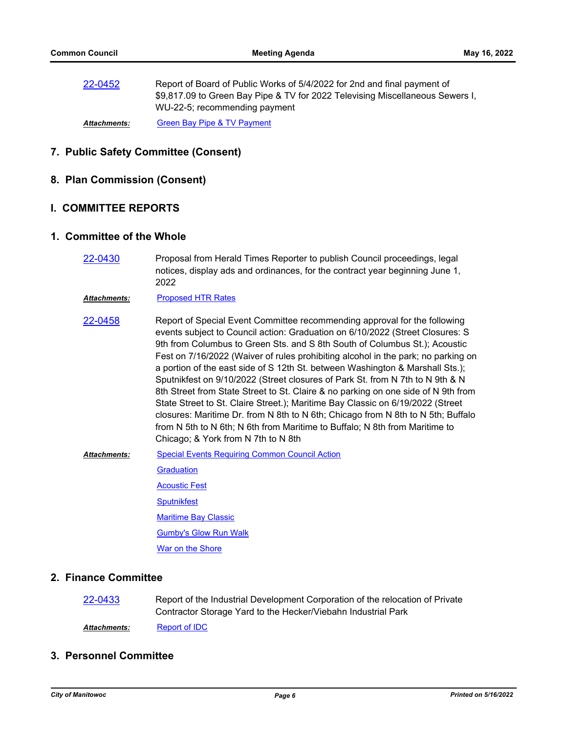22-0452 Report of Board of Public Works of 5/4/2022 for 2nd and final payment of $9,817.09 to Green Bay Pipe & TV for 2022 Televising Miscellaneous Sewers I, WU-22-5; recommending payment

***Attachments:*** Green Bay Pipe & TV Payment

## 7. Public Safety Committee (Consent)

## 8. Plan Commission (Consent)

# I. COMMITTEE REPORTS

## 1. Committee of the Whole

22-0430 Proposal from Herald Times Reporter to publish Council proceedings, legal notices, display ads and ordinances, for the contract year beginning June 1, 2022

***Attachments:*** Proposed HTR Rates

22-0458 Report of Special Event Committee recommending approval for the following events subject to Council action: Graduation on 6/10/2022 (Street Closures: S 9th from Columbus to Green Sts. and S 8th South of Columbus St.); Acoustic Fest on 7/16/2022 (Waiver of rules prohibiting alcohol in the park; no parking on a portion of the east side of S 12th St. between Washington & Marshall Sts.); Sputnikfest on 9/10/2022 (Street closures of Park St. from N 7th to N 9th & N 8th Street from State Street to St. Claire & no parking on one side of N 9th from State Street to St. Claire Street.); Maritime Bay Classic on 6/19/2022 (Street closures: Maritime Dr. from N 8th to N 6th; Chicago from N 8th to N 5th; Buffalo from N 5th to N 6th; N 6th from Maritime to Buffalo; N 8th from Maritime to Chicago; & York from N 7th to N 8th

***Attachments:*** Special Events Requiring Common Council Action

Graduation

Acoustic Fest

Sputnikfest

Maritime Bay Classic

Gumby's Glow Run Walk

War on the Shore

## 2. Finance Committee

22-0433 Report of the Industrial Development Corporation of the relocation of Private Contractor Storage Yard to the Hecker/Viebahn Industrial Park

***Attachments:*** Report of IDC

## 3. Personnel Committee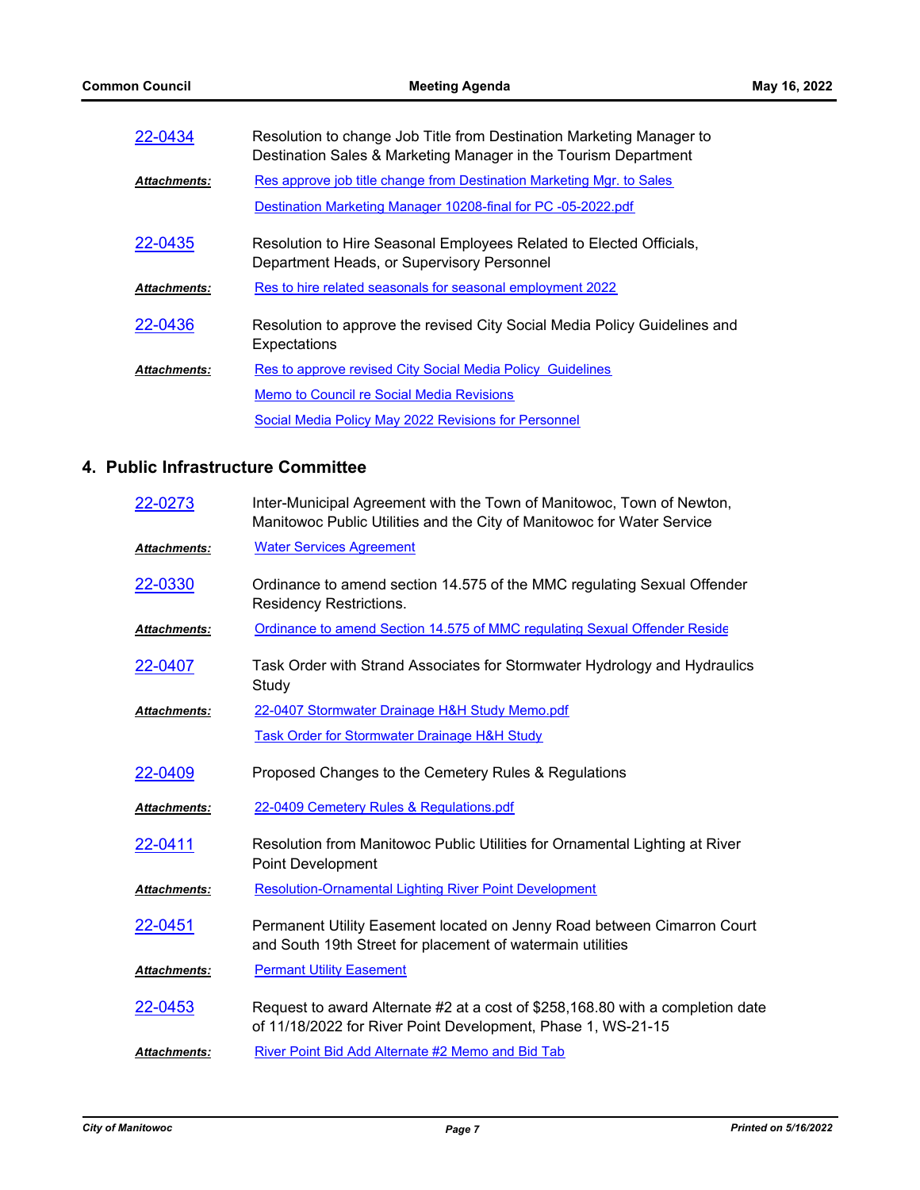22-0434 Resolution to change Job Title from Destination Marketing Manager to Destination Sales & Marketing Manager in the Tourism Department

***Attachments:*** Res approve job title change from Destination Marketing Mgr. to Sales

Destination Marketing Manager 10208-final for PC -05-2022.pdf

22-0435 Resolution to Hire Seasonal Employees Related to Elected Officials, Department Heads, or Supervisory Personnel

***Attachments:*** Res to hire related seasonals for seasonal employment 2022

22-0436 Resolution to approve the revised City Social Media Policy Guidelines and Expectations

***Attachments:*** Res to approve revised City Social Media Policy Guidelines

Memo to Council re Social Media Revisions

Social Media Policy May 2022 Revisions for Personnel

## 4. Public Infrastructure Committee

22-0273 Inter-Municipal Agreement with the Town of Manitowoc, Town of Newton, Manitowoc Public Utilities and the City of Manitowoc for Water Service

***Attachments:*** Water Services Agreement

22-0330 Ordinance to amend section 14.575 of the MMC regulating Sexual Offender Residency Restrictions.

***Attachments:*** Ordinance to amend Section 14.575 of MMC regulating Sexual Offender Reside

22-0407 Task Order with Strand Associates for Stormwater Hydrology and Hydraulics Study

***Attachments:*** 22-0407 Stormwater Drainage H&H Study Memo.pdf

Task Order for Stormwater Drainage H&H Study

22-0409 Proposed Changes to the Cemetery Rules & Regulations

***Attachments:*** 22-0409 Cemetery Rules & Regulations.pdf

22-0411 Resolution from Manitowoc Public Utilities for Ornamental Lighting at River Point Development

***Attachments:*** Resolution-Ornamental Lighting River Point Development

22-0451 Permanent Utility Easement located on Jenny Road between Cimarron Court and South 19th Street for placement of watermain utilities

***Attachments:*** Permant Utility Easement

22-0453 Request to award Alternate #2 at a cost of $258,168.80 with a completion date of 11/18/2022 for River Point Development, Phase 1, WS-21-15

***Attachments:*** River Point Bid Add Alternate #2 Memo and Bid Tab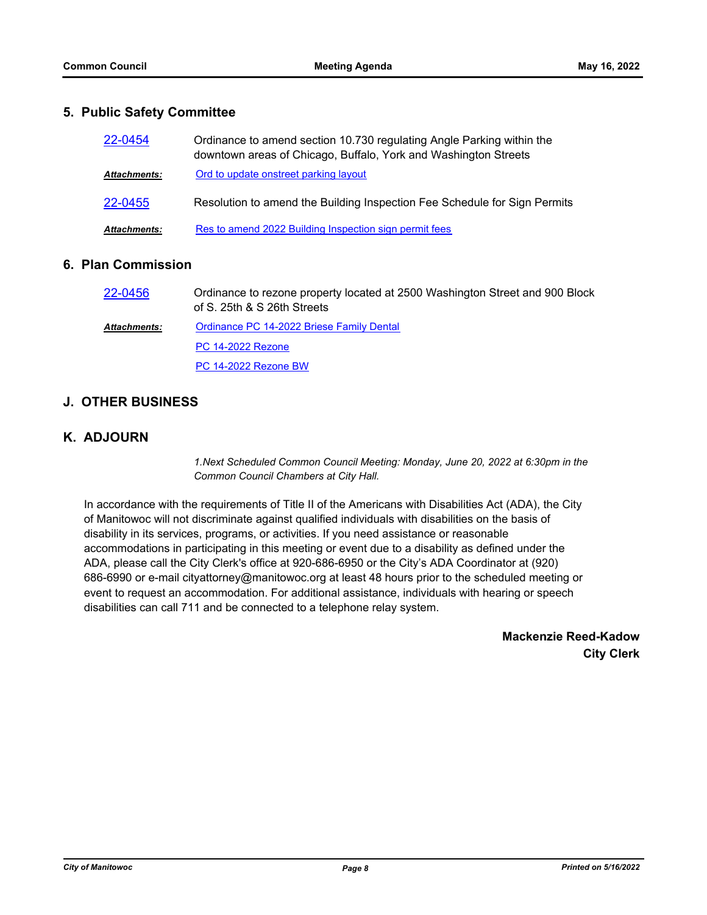## 5. Public Safety Committee

[22-0454](#) Ordinance to amend section 10.730 regulating Angle Parking within the downtown areas of Chicago, Buffalo, York and Washington Streets

***Attachments:*** [Ord to update onstreet parking layout](#)

[22-0455](#) Resolution to amend the Building Inspection Fee Schedule for Sign Permits

***Attachments:*** [Res to amend 2022 Building Inspection sign permit fees](#)

## 6. Plan Commission

[22-0456](#) Ordinance to rezone property located at 2500 Washington Street and 900 Block of S. 25th & S 26th Streets

***Attachments:*** [Ordinance PC 14-2022 Briese Family Dental](#)

[PC 14-2022 Rezone](#)

[PC 14-2022 Rezone BW](#)

## J. OTHER BUSINESS

## K. ADJOURN

*1.Next Scheduled Common Council Meeting: Monday, June 20, 2022 at 6:30pm in the Common Council Chambers at City Hall.*

In accordance with the requirements of Title II of the Americans with Disabilities Act (ADA), the City of Manitowoc will not discriminate against qualified individuals with disabilities on the basis of disability in its services, programs, or activities. If you need assistance or reasonable accommodations in participating in this meeting or event due to a disability as defined under the ADA, please call the City Clerk's office at 920-686-6950 or the City's ADA Coordinator at (920) 686-6990 or e-mail cityattorney@manitowoc.org at least 48 hours prior to the scheduled meeting or event to request an accommodation. For additional assistance, individuals with hearing or speech disabilities can call 711 and be connected to a telephone relay system.

**Mackenzie Reed-Kadow**
**City Clerk**